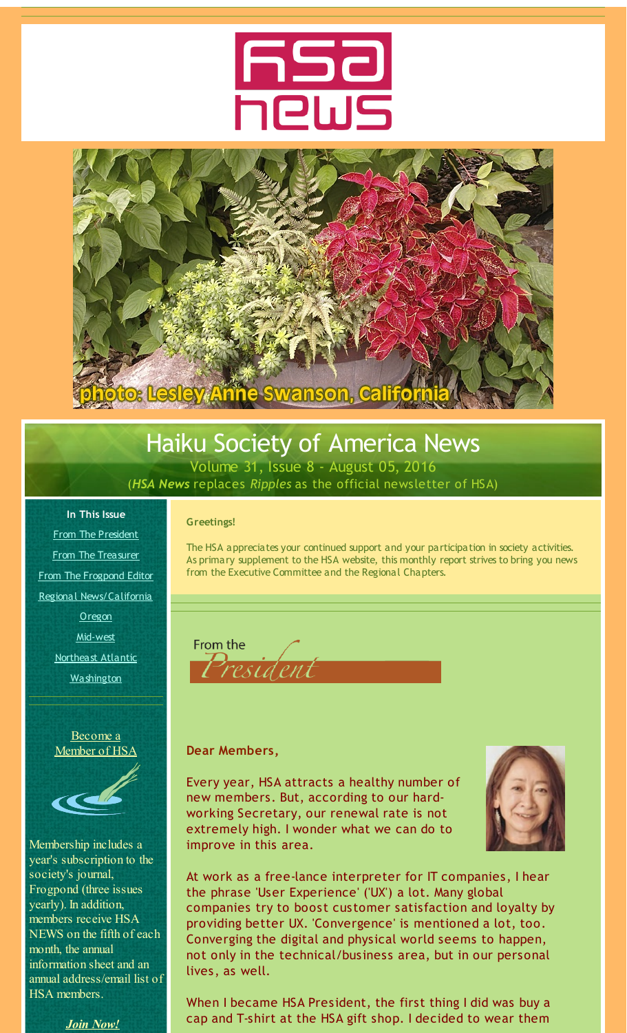# HSA News

photo: Lesley Anne Swanson, California

# Haiku Society of America News

Volume 31, Issue 8 - August 05, 2016

(***HSA News*** replaces *Ripples* as the official newsletter of HSA)

**In This Issue**

- From The President
- From The Treasurer
- From The Frogpond Editor
- Regional News/California
- Oregon
- Mid-west
- Northeast Atlantic
- Washington

Become a Member of HSA

Membership includes a year's subscription to the society's journal, Frogpond (three issues yearly). In addition, members receive HSA NEWS on the fifth of each month, the annual information sheet and an annual address/email list of HSA members.

***Join Now!***

**Greetings!**

The HSA appreciates your continued support and your participation in society activities. As primary supplement to the HSA website, this monthly report strives to bring you news from the Executive Committee and the Regional Chapters.

## From the President

**Dear Members,**

Every year, HSA attracts a healthy number of new members. But, according to our hard-working Secretary, our renewal rate is not extremely high. I wonder what we can do to improve in this area.

At work as a free-lance interpreter for IT companies, I hear the phrase 'User Experience' ('UX') a lot. Many global companies try to boost customer satisfaction and loyalty by providing better UX. 'Convergence' is mentioned a lot, too. Converging the digital and physical world seems to happen, not only in the technical/business area, but in our personal lives, as well.

When I became HSA President, the first thing I did was buy a cap and T-shirt at the HSA gift shop. I decided to wear them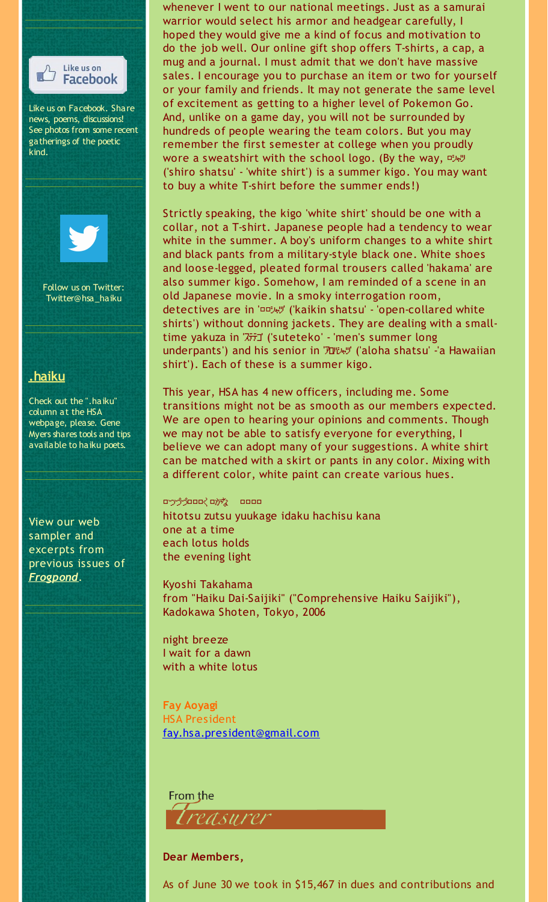Like us on Facebook. Share news, poems, discussions! See photos from some recent gatherings of the poetic kind.

Follow us on Twitter: Twitter@hsa_haiku

## .haiku

Check out the ".haiku" column at the HSA webpage, please. Gene Myers shares tools and tips available to haiku poets.

View our web sampler and excerpts from previous issues of ***Frogpond***.

whenever I went to our national meetings. Just as a samurai warrior would select his armor and headgear carefully, I hoped they would give me a kind of focus and motivation to do the job well. Our online gift shop offers T-shirts, a cap, a mug and a journal. I must admit that we don't have massive sales. I encourage you to purchase an item or two for yourself or your family and friends. It may not generate the same level of excitement as getting to a higher level of Pokemon Go. And, unlike on a game day, you will not be surrounded by hundreds of people wearing the team colors. But you may remember the first semester at college when you proudly wore a sweatshirt with the school logo. (By the way, 白ｼｬﾂ ('shiro shatsu' - 'white shirt') is a summer kigo. You may want to buy a white T-shirt before the summer ends!)

Strictly speaking, the kigo 'white shirt' should be one with a collar, not a T-shirt. Japanese people had a tendency to wear white in the summer. A boy's uniform changes to a white shirt and black pants from a military-style black one. White shoes and loose-legged, pleated formal trousers called 'hakama' are also summer kigo. Somehow, I am reminded of a scene in an old Japanese movie. In a smoky interrogation room, detectives are in '開襟ｼｬﾂ' ('kaikin shatsu' - 'open-collared white shirts') without donning jackets. They are dealing with a small-time yakuza in 'ｽﾃﾃｺ' ('suteteko' - 'men's summer long underpants') and his senior in 'ｱﾛﾊｼｬﾂ' ('aloha shatsu' -'a Hawaiian shirt'). Each of these is a summer kigo.

This year, HSA has 4 new officers, including me. Some transitions might not be as smooth as our members expected. We are open to hearing your opinions and comments. Though we may not be able to satisfy everyone for everything, I believe we can adopt many of your suggestions. A white shirt can be matched with a skirt or pants in any color. Mixing with a different color, white paint can create various hues.

ひとつづつ夕影抱く蓮かな　虚子

hitotsu zutsu yuukage idaku hachisu kana
one at a time
each lotus holds
the evening light

Kyoshi Takahama
from "Haiku Dai-Saijiki" ("Comprehensive Haiku Saijiki"), Kadokawa Shoten, Tokyo, 2006

night breeze
I wait for a dawn
with a white lotus

**Fay Aoyagi**
HSA President
fay.hsa.president@gmail.com

## From the Treasurer

**Dear Members,**

As of June 30 we took in $15,467 in dues and contributions and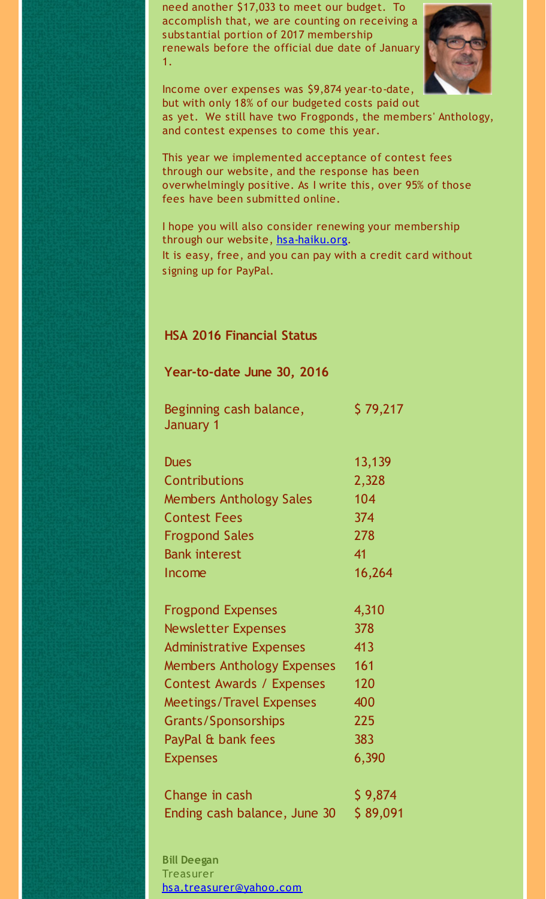need another $17,033 to meet our budget. To accomplish that, we are counting on receiving a substantial portion of 2017 membership renewals before the official due date of January 1.

Income over expenses was $9,874 year-to-date, but with only 18% of our budgeted costs paid out as yet. We still have two Frogponds, the members' Anthology, and contest expenses to come this year.

This year we implemented acceptance of contest fees through our website, and the response has been overwhelmingly positive. As I write this, over 95% of those fees have been submitted online.

I hope you will also consider renewing your membership through our website, hsa-haiku.org.
It is easy, free, and you can pay with a credit card without signing up for PayPal.

## HSA 2016 Financial Status

### Year-to-date June 30, 2016

| | |
|---|---|
| Beginning cash balance, January 1 | $ 79,217 |
| | |
| Dues | 13,139 |
| Contributions | 2,328 |
| Members Anthology Sales | 104 |
| Contest Fees | 374 |
| Frogpond Sales | 278 |
| Bank interest | 41 |
| Income | 16,264 |
| | |
| Frogpond Expenses | 4,310 |
| Newsletter Expenses | 378 |
| Administrative Expenses | 413 |
| Members Anthology Expenses | 161 |
| Contest Awards / Expenses | 120 |
| Meetings/Travel Expenses | 400 |
| Grants/Sponsorships | 225 |
| PayPal & bank fees | 383 |
| Expenses | 6,390 |
| | |
| Change in cash | $ 9,874 |
| Ending cash balance, June 30 | $ 89,091 |

**Bill Deegan**
Treasurer
hsa.treasurer@yahoo.com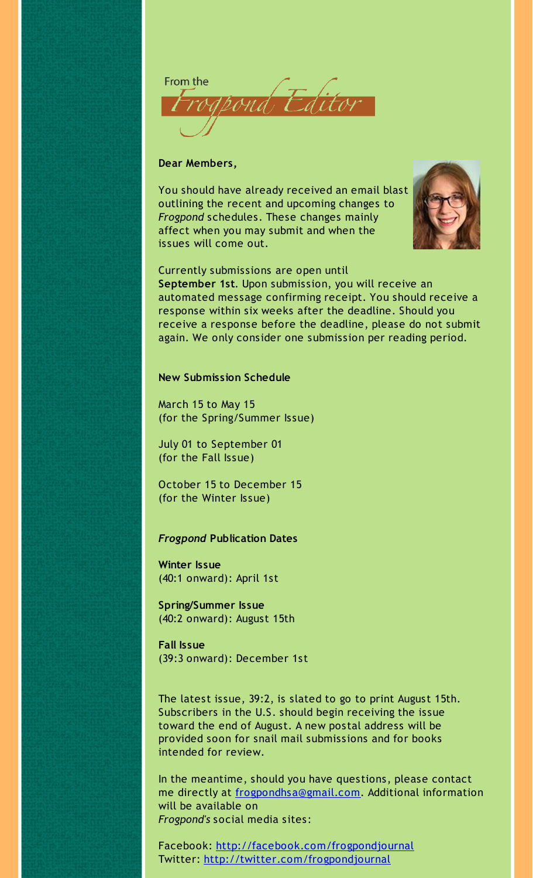From the *Frogpond Editor*

**Dear Members,**

You should have already received an email blast outlining the recent and upcoming changes to *Frogpond* schedules. These changes mainly affect when you may submit and when the issues will come out.

Currently submissions are open until **September 1st**. Upon submission, you will receive an automated message confirming receipt. You should receive a response within six weeks after the deadline. Should you receive a response before the deadline, please do not submit again. We only consider one submission per reading period.

**New Submission Schedule**

March 15 to May 15
(for the Spring/Summer Issue)

July 01 to September 01
(for the Fall Issue)

October 15 to December 15
(for the Winter Issue)

***Frogpond* Publication Dates**

**Winter Issue**
(40:1 onward): April 1st

**Spring/Summer Issue**
(40:2 onward): August 15th

**Fall Issue**
(39:3 onward): December 1st

The latest issue, 39:2, is slated to go to print August 15th. Subscribers in the U.S. should begin receiving the issue toward the end of August. A new postal address will be provided soon for snail mail submissions and for books intended for review.

In the meantime, should you have questions, please contact me directly at frogpondhsa@gmail.com. Additional information will be available on *Frogpond's* social media sites:

Facebook: http://facebook.com/frogpondjournal
Twitter: http://twitter.com/frogpondjournal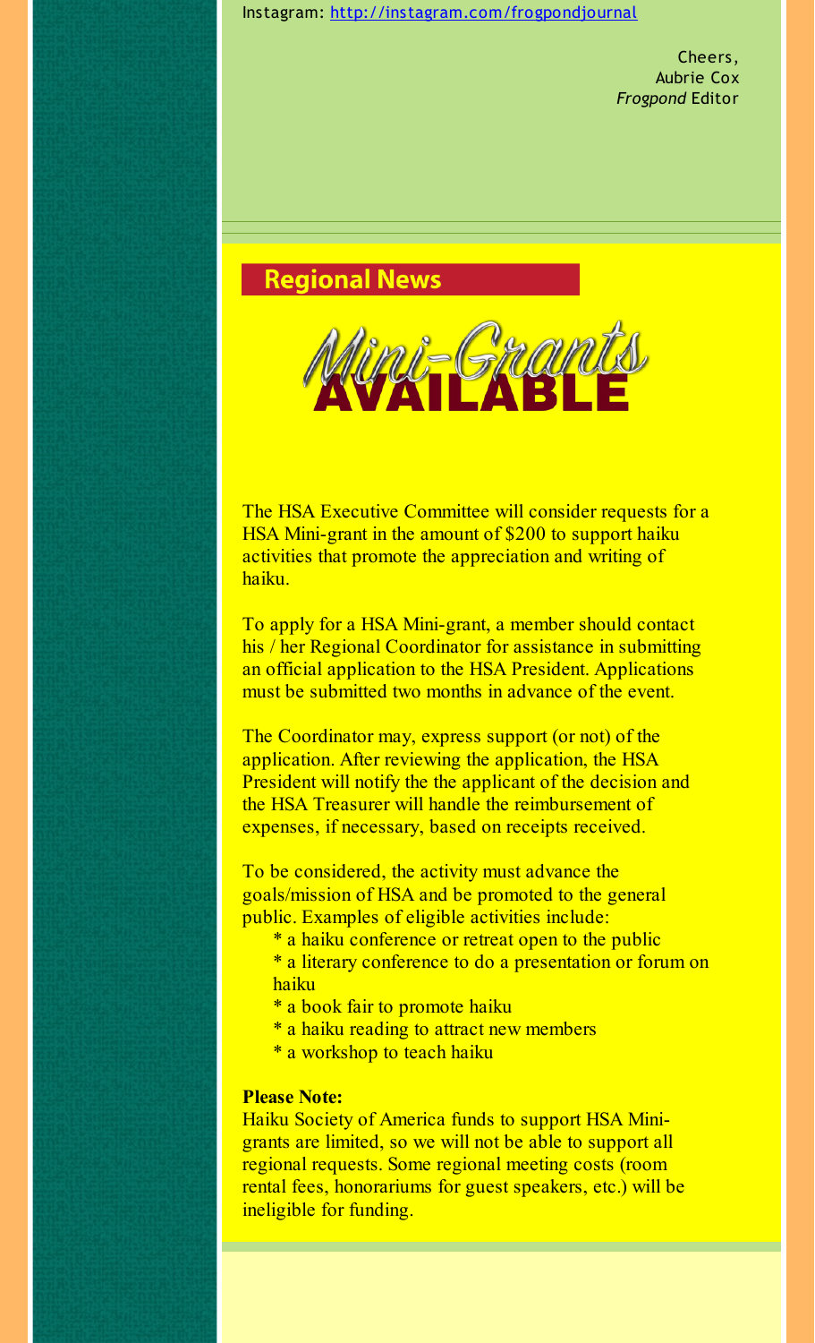Instagram: http://instagram.com/frogpondjournal

Cheers,
Aubrie Cox
*Frogpond* Editor

## Regional News

# Mini-Grants AVAILABLE

The HSA Executive Committee will consider requests for a HSA Mini-grant in the amount of $200 to support haiku activities that promote the appreciation and writing of haiku.

To apply for a HSA Mini-grant, a member should contact his / her Regional Coordinator for assistance in submitting an official application to the HSA President. Applications must be submitted two months in advance of the event.

The Coordinator may, express support (or not) of the application. After reviewing the application, the HSA President will notify the the applicant of the decision and the HSA Treasurer will handle the reimbursement of expenses, if necessary, based on receipts received.

To be considered, the activity must advance the goals/mission of HSA and be promoted to the general public. Examples of eligible activities include:

* a haiku conference or retreat open to the public
* a literary conference to do a presentation or forum on haiku
* a book fair to promote haiku
* a haiku reading to attract new members
* a workshop to teach haiku

**Please Note:**
Haiku Society of America funds to support HSA Mini-grants are limited, so we will not be able to support all regional requests. Some regional meeting costs (room rental fees, honorariums for guest speakers, etc.) will be ineligible for funding.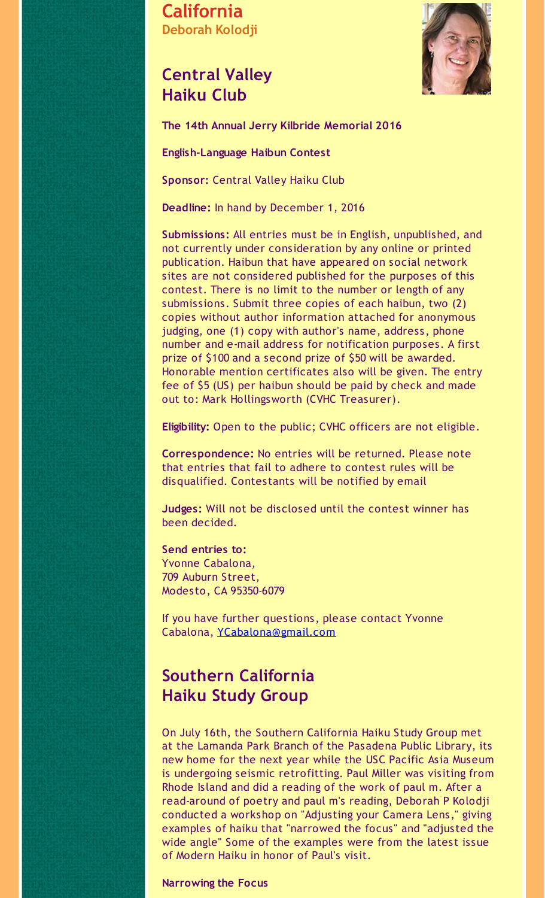## California

**Deborah Kolodji**

## Central Valley Haiku Club

**The 14th Annual Jerry Kilbride Memorial 2016**

**English-Language Haibun Contest**

**Sponsor:** Central Valley Haiku Club

**Deadline:** In hand by December 1, 2016

**Submissions:** All entries must be in English, unpublished, and not currently under consideration by any online or printed publication. Haibun that have appeared on social network sites are not considered published for the purposes of this contest. There is no limit to the number or length of any submissions. Submit three copies of each haibun, two (2) copies without author information attached for anonymous judging, one (1) copy with author's name, address, phone number and e-mail address for notification purposes. A first prize of $100 and a second prize of $50 will be awarded. Honorable mention certificates also will be given. The entry fee of $5 (US) per haibun should be paid by check and made out to: Mark Hollingsworth (CVHC Treasurer).

**Eligibility:** Open to the public; CVHC officers are not eligible.

**Correspondence:** No entries will be returned. Please note that entries that fail to adhere to contest rules will be disqualified. Contestants will be notified by email

**Judges:** Will not be disclosed until the contest winner has been decided.

**Send entries to:**
Yvonne Cabalona,
709 Auburn Street,
Modesto, CA 95350-6079

If you have further questions, please contact Yvonne Cabalona, YCabalona@gmail.com

## Southern California Haiku Study Group

On July 16th, the Southern California Haiku Study Group met at the Lamanda Park Branch of the Pasadena Public Library, its new home for the next year while the USC Pacific Asia Museum is undergoing seismic retrofitting. Paul Miller was visiting from Rhode Island and did a reading of the work of paul m. After a read-around of poetry and paul m's reading, Deborah P Kolodji conducted a workshop on "Adjusting your Camera Lens," giving examples of haiku that "narrowed the focus" and "adjusted the wide angle" Some of the examples were from the latest issue of Modern Haiku in honor of Paul's visit.

**Narrowing the Focus**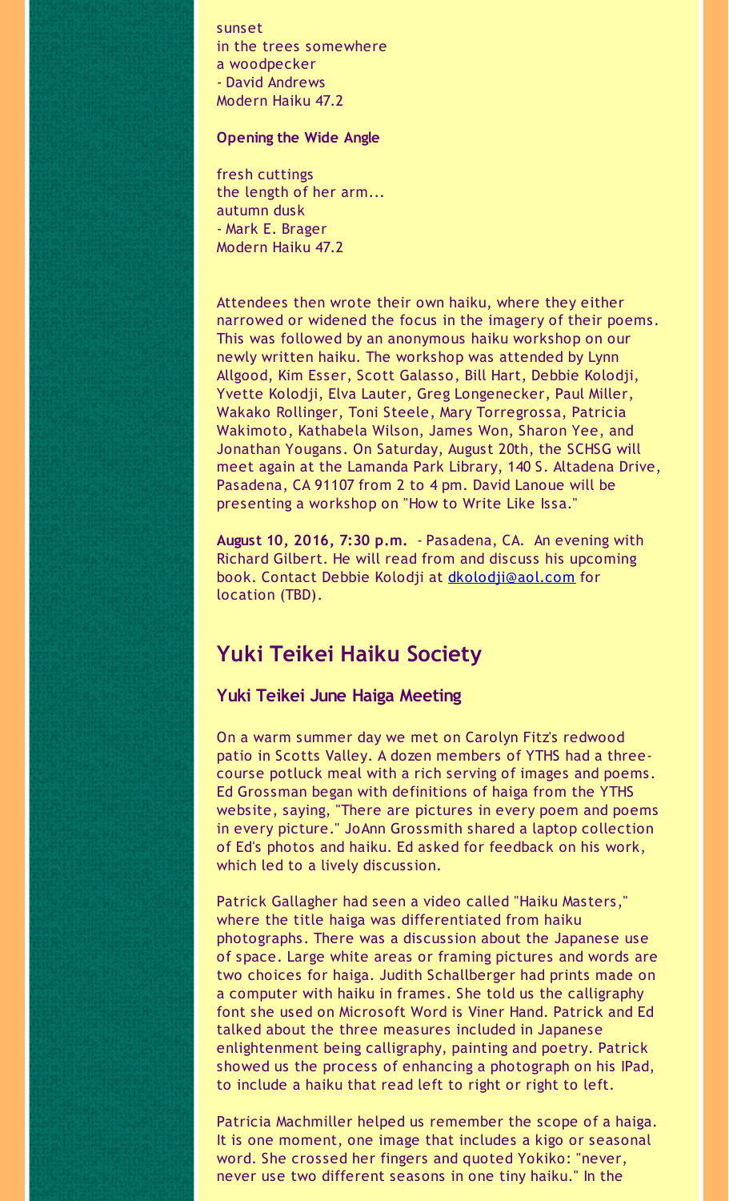sunset
in the trees somewhere
a woodpecker
- David Andrews
Modern Haiku 47.2

**Opening the Wide Angle**

fresh cuttings
the length of her arm...
autumn dusk
- Mark E. Brager
Modern Haiku 47.2

Attendees then wrote their own haiku, where they either narrowed or widened the focus in the imagery of their poems. This was followed by an anonymous haiku workshop on our newly written haiku. The workshop was attended by Lynn Allgood, Kim Esser, Scott Galasso, Bill Hart, Debbie Kolodji, Yvette Kolodji, Elva Lauter, Greg Longenecker, Paul Miller, Wakako Rollinger, Toni Steele, Mary Torregrossa, Patricia Wakimoto, Kathabela Wilson, James Won, Sharon Yee, and Jonathan Yougans. On Saturday, August 20th, the SCHSG will meet again at the Lamanda Park Library, 140 S. Altadena Drive, Pasadena, CA 91107 from 2 to 4 pm. David Lanoue will be presenting a workshop on "How to Write Like Issa."

**August 10, 2016, 7:30 p.m.** - Pasadena, CA. An evening with Richard Gilbert. He will read from and discuss his upcoming book. Contact Debbie Kolodji at dkolodji@aol.com for location (TBD).

## Yuki Teikei Haiku Society

### Yuki Teikei June Haiga Meeting

On a warm summer day we met on Carolyn Fitz's redwood patio in Scotts Valley. A dozen members of YTHS had a three-course potluck meal with a rich serving of images and poems. Ed Grossman began with definitions of haiga from the YTHS website, saying, "There are pictures in every poem and poems in every picture." JoAnn Grossmith shared a laptop collection of Ed's photos and haiku. Ed asked for feedback on his work, which led to a lively discussion.

Patrick Gallagher had seen a video called "Haiku Masters," where the title haiga was differentiated from haiku photographs. There was a discussion about the Japanese use of space. Large white areas or framing pictures and words are two choices for haiga. Judith Schallberger had prints made on a computer with haiku in frames. She told us the calligraphy font she used on Microsoft Word is Viner Hand. Patrick and Ed talked about the three measures included in Japanese enlightenment being calligraphy, painting and poetry. Patrick showed us the process of enhancing a photograph on his IPad, to include a haiku that read left to right or right to left.

Patricia Machmiller helped us remember the scope of a haiga. It is one moment, one image that includes a kigo or seasonal word. She crossed her fingers and quoted Yokiko: "never, never use two different seasons in one tiny haiku." In the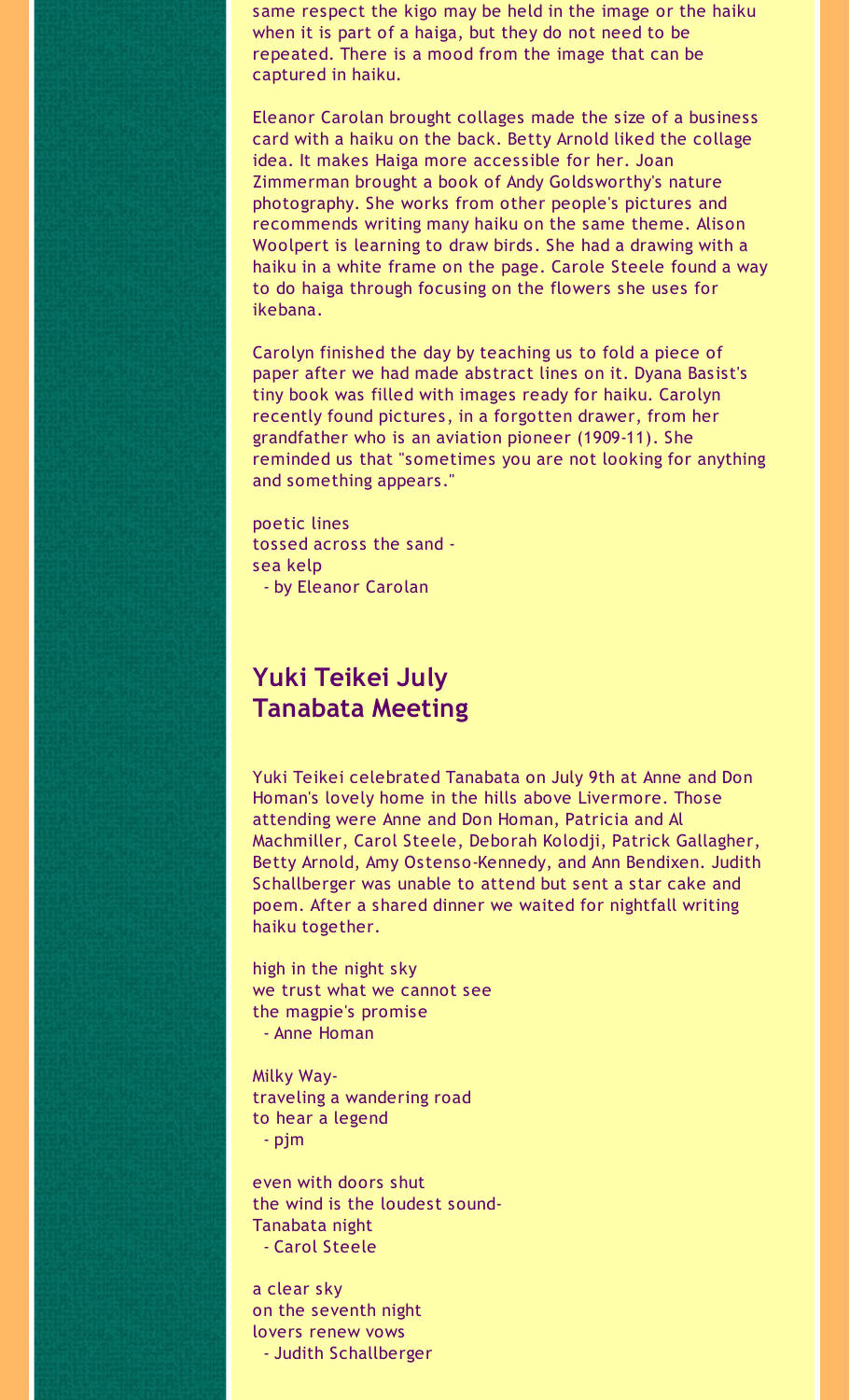same respect the kigo may be held in the image or the haiku when it is part of a haiga, but they do not need to be repeated. There is a mood from the image that can be captured in haiku.

Eleanor Carolan brought collages made the size of a business card with a haiku on the back. Betty Arnold liked the collage idea. It makes Haiga more accessible for her. Joan Zimmerman brought a book of Andy Goldsworthy's nature photography. She works from other people's pictures and recommends writing many haiku on the same theme. Alison Woolpert is learning to draw birds. She had a drawing with a haiku in a white frame on the page. Carole Steele found a way to do haiga through focusing on the flowers she uses for ikebana.

Carolyn finished the day by teaching us to fold a piece of paper after we had made abstract lines on it. Dyana Basist's tiny book was filled with images ready for haiku. Carolyn recently found pictures, in a forgotten drawer, from her grandfather who is an aviation pioneer (1909-11). She reminded us that "sometimes you are not looking for anything and something appears."

poetic lines
tossed across the sand -
sea kelp
 - by Eleanor Carolan

## Yuki Teikei July Tanabata Meeting

Yuki Teikei celebrated Tanabata on July 9th at Anne and Don Homan's lovely home in the hills above Livermore. Those attending were Anne and Don Homan, Patricia and Al Machmiller, Carol Steele, Deborah Kolodji, Patrick Gallagher, Betty Arnold, Amy Ostenso-Kennedy, and Ann Bendixen. Judith Schallberger was unable to attend but sent a star cake and poem. After a shared dinner we waited for nightfall writing haiku together.

high in the night sky
we trust what we cannot see
the magpie's promise
 - Anne Homan

Milky Way-
traveling a wandering road
to hear a legend
 - pjm

even with doors shut
the wind is the loudest sound-
Tanabata night
 - Carol Steele

a clear sky
on the seventh night
lovers renew vows
 - Judith Schallberger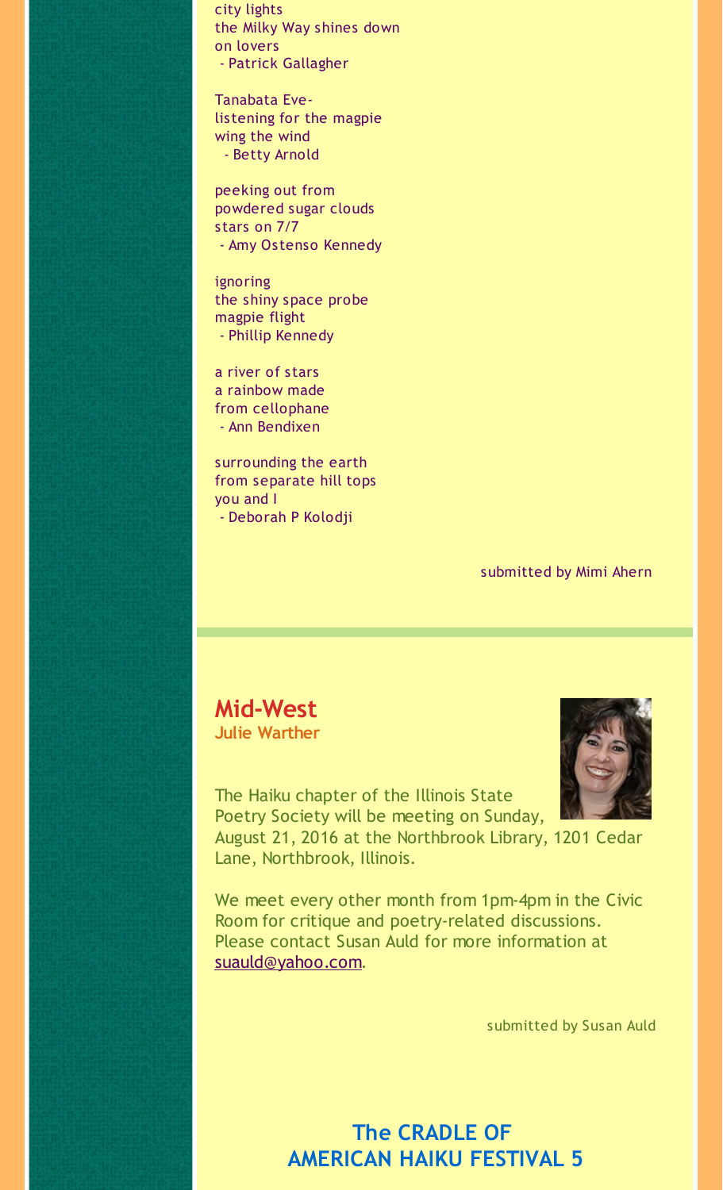city lights
the Milky Way shines down
on lovers
- Patrick Gallagher

Tanabata Eve-
listening for the magpie
wing the wind
- Betty Arnold

peeking out from
powdered sugar clouds
stars on 7/7
- Amy Ostenso Kennedy

ignoring
the shiny space probe
magpie flight
- Phillip Kennedy

a river of stars
a rainbow made
from cellophane
- Ann Bendixen

surrounding the earth
from separate hill tops
you and I
- Deborah P Kolodji

submitted by Mimi Ahern

---

## Mid-West

**Julie Warther**

The Haiku chapter of the Illinois State Poetry Society will be meeting on Sunday, August 21, 2016 at the Northbrook Library, 1201 Cedar Lane, Northbrook, Illinois.

We meet every other month from 1pm-4pm in the Civic Room for critique and poetry-related discussions. Please contact Susan Auld for more information at suauld@yahoo.com.

submitted by Susan Auld

## The CRADLE OF AMERICAN HAIKU FESTIVAL 5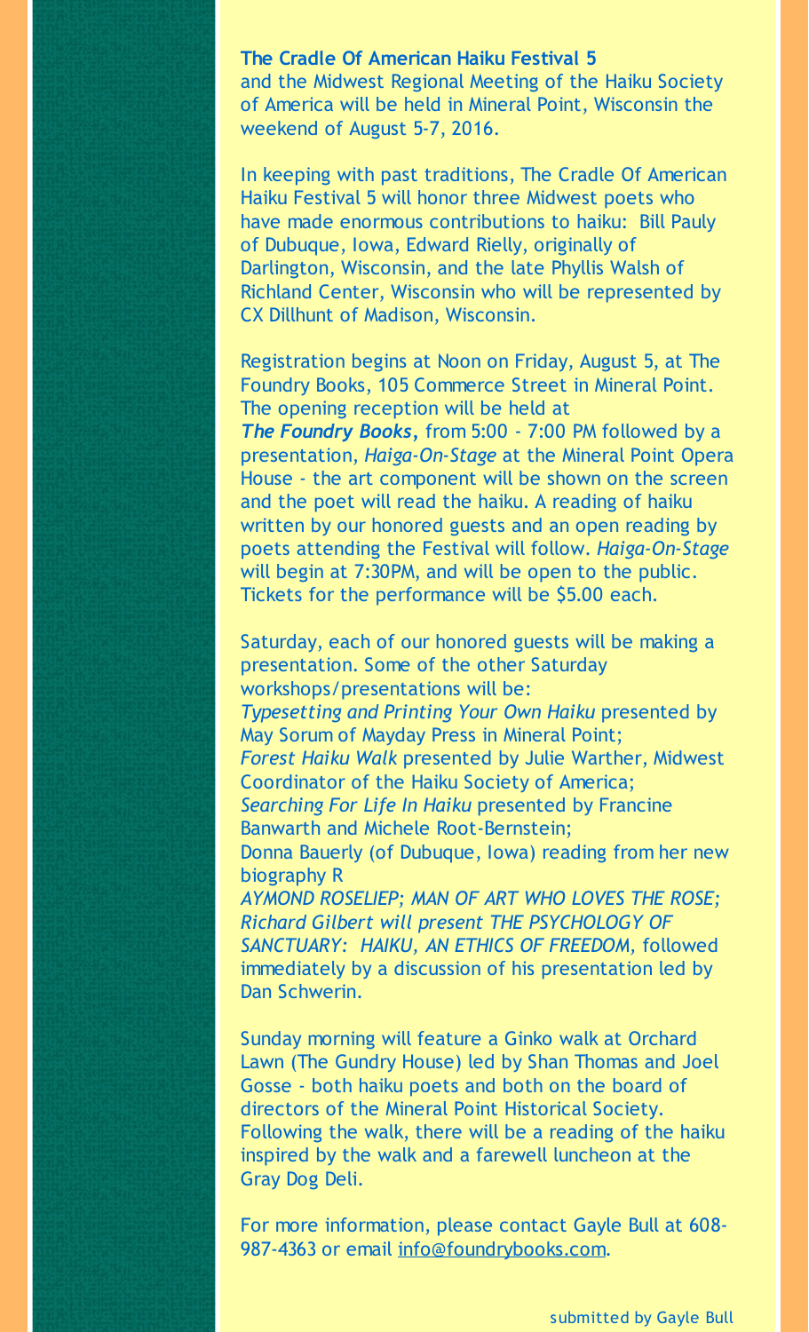**The Cradle Of American Haiku Festival 5** and the Midwest Regional Meeting of the Haiku Society of America will be held in Mineral Point, Wisconsin the weekend of August 5-7, 2016.

In keeping with past traditions, The Cradle Of American Haiku Festival 5 will honor three Midwest poets who have made enormous contributions to haiku: Bill Pauly of Dubuque, Iowa, Edward Rielly, originally of Darlington, Wisconsin, and the late Phyllis Walsh of Richland Center, Wisconsin who will be represented by CX Dillhunt of Madison, Wisconsin.

Registration begins at Noon on Friday, August 5, at The Foundry Books, 105 Commerce Street in Mineral Point. The opening reception will be held at ***The Foundry Books***, from 5:00 - 7:00 PM followed by a presentation, *Haiga-On-Stage* at the Mineral Point Opera House - the art component will be shown on the screen and the poet will read the haiku. A reading of haiku written by our honored guests and an open reading by poets attending the Festival will follow. *Haiga-On-Stage* will begin at 7:30PM, and will be open to the public. Tickets for the performance will be $5.00 each.

Saturday, each of our honored guests will be making a presentation. Some of the other Saturday workshops/presentations will be:
*Typesetting and Printing Your Own Haiku* presented by May Sorum of Mayday Press in Mineral Point;
*Forest Haiku Walk* presented by Julie Warther, Midwest Coordinator of the Haiku Society of America;
*Searching For Life In Haiku* presented by Francine Banwarth and Michele Root-Bernstein;
Donna Bauerly (of Dubuque, Iowa) reading from her new biography R
*AYMOND ROSELIEP; MAN OF ART WHO LOVES THE ROSE; Richard Gilbert will present THE PSYCHOLOGY OF SANCTUARY: HAIKU, AN ETHICS OF FREEDOM,* followed immediately by a discussion of his presentation led by Dan Schwerin.

Sunday morning will feature a Ginko walk at Orchard Lawn (The Gundry House) led by Shan Thomas and Joel Gosse - both haiku poets and both on the board of directors of the Mineral Point Historical Society. Following the walk, there will be a reading of the haiku inspired by the walk and a farewell luncheon at the Gray Dog Deli.

For more information, please contact Gayle Bull at 608-987-4363 or email info@foundrybooks.com.

submitted by Gayle Bull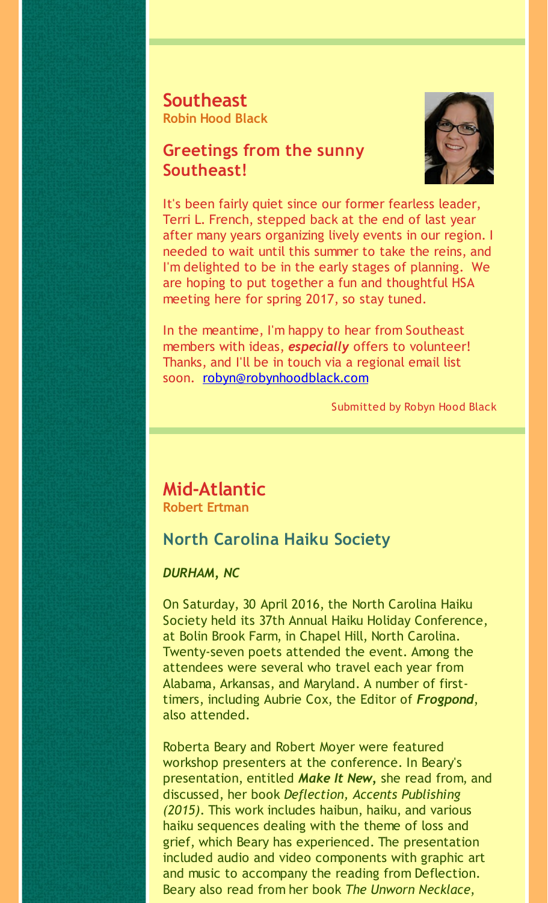## Southeast

**Robin Hood Black**

### Greetings from the sunny Southeast!

It's been fairly quiet since our former fearless leader, Terri L. French, stepped back at the end of last year after many years organizing lively events in our region. I needed to wait until this summer to take the reins, and I'm delighted to be in the early stages of planning. We are hoping to put together a fun and thoughtful HSA meeting here for spring 2017, so stay tuned.

In the meantime, I'm happy to hear from Southeast members with ideas, ***especially*** offers to volunteer! Thanks, and I'll be in touch via a regional email list soon. robyn@robynhoodblack.com

Submitted by Robyn Hood Black

## Mid-Atlantic

**Robert Ertman**

### North Carolina Haiku Society

***DURHAM, NC***

On Saturday, 30 April 2016, the North Carolina Haiku Society held its 37th Annual Haiku Holiday Conference, at Bolin Brook Farm, in Chapel Hill, North Carolina. Twenty-seven poets attended the event. Among the attendees were several who travel each year from Alabama, Arkansas, and Maryland. A number of first-timers, including Aubrie Cox, the Editor of ***Frogpond***, also attended.

Roberta Beary and Robert Moyer were featured workshop presenters at the conference. In Beary's presentation, entitled ***Make It New***, she read from, and discussed, her book *Deflection, Accents Publishing (2015)*. This work includes haibun, haiku, and various haiku sequences dealing with the theme of loss and grief, which Beary has experienced. The presentation included audio and video components with graphic art and music to accompany the reading from Deflection. Beary also read from her book *The Unworn Necklace*,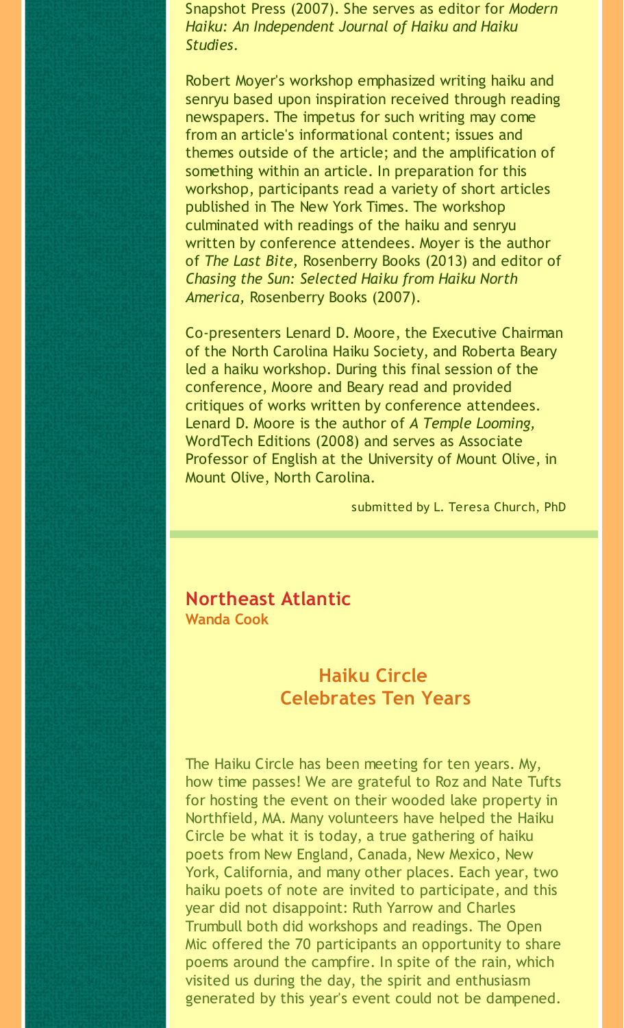Snapshot Press (2007). She serves as editor for *Modern Haiku: An Independent Journal of Haiku and Haiku Studies.*

Robert Moyer's workshop emphasized writing haiku and senryu based upon inspiration received through reading newspapers. The impetus for such writing may come from an article's informational content; issues and themes outside of the article; and the amplification of something within an article. In preparation for this workshop, participants read a variety of short articles published in The New York Times. The workshop culminated with readings of the haiku and senryu written by conference attendees. Moyer is the author of *The Last Bite,* Rosenberry Books (2013) and editor of *Chasing the Sun: Selected Haiku from Haiku North America,* Rosenberry Books (2007).

Co-presenters Lenard D. Moore, the Executive Chairman of the North Carolina Haiku Society, and Roberta Beary led a haiku workshop. During this final session of the conference, Moore and Beary read and provided critiques of works written by conference attendees. Lenard D. Moore is the author of *A Temple Looming,* WordTech Editions (2008) and serves as Associate Professor of English at the University of Mount Olive, in Mount Olive, North Carolina.

submitted by L. Teresa Church, PhD

## Northeast Atlantic

**Wanda Cook**

### Haiku Circle Celebrates Ten Years

The Haiku Circle has been meeting for ten years. My, how time passes! We are grateful to Roz and Nate Tufts for hosting the event on their wooded lake property in Northfield, MA. Many volunteers have helped the Haiku Circle be what it is today, a true gathering of haiku poets from New England, Canada, New Mexico, New York, California, and many other places. Each year, two haiku poets of note are invited to participate, and this year did not disappoint: Ruth Yarrow and Charles Trumbull both did workshops and readings. The Open Mic offered the 70 participants an opportunity to share poems around the campfire. In spite of the rain, which visited us during the day, the spirit and enthusiasm generated by this year's event could not be dampened.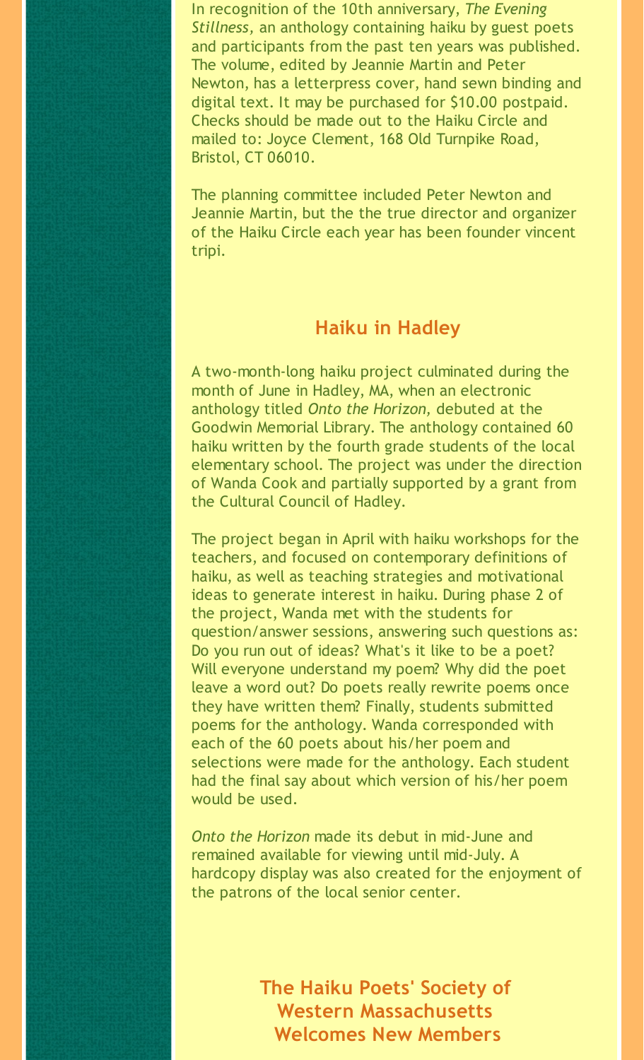In recognition of the 10th anniversary, *The Evening Stillness,* an anthology containing haiku by guest poets and participants from the past ten years was published. The volume, edited by Jeannie Martin and Peter Newton, has a letterpress cover, hand sewn binding and digital text. It may be purchased for $10.00 postpaid. Checks should be made out to the Haiku Circle and mailed to: Joyce Clement, 168 Old Turnpike Road, Bristol, CT 06010.

The planning committee included Peter Newton and Jeannie Martin, but the the true director and organizer of the Haiku Circle each year has been founder vincent tripi.

## Haiku in Hadley

A two-month-long haiku project culminated during the month of June in Hadley, MA, when an electronic anthology titled *Onto the Horizon,* debuted at the Goodwin Memorial Library. The anthology contained 60 haiku written by the fourth grade students of the local elementary school. The project was under the direction of Wanda Cook and partially supported by a grant from the Cultural Council of Hadley.

The project began in April with haiku workshops for the teachers, and focused on contemporary definitions of haiku, as well as teaching strategies and motivational ideas to generate interest in haiku. During phase 2 of the project, Wanda met with the students for question/answer sessions, answering such questions as: Do you run out of ideas? What's it like to be a poet? Will everyone understand my poem? Why did the poet leave a word out? Do poets really rewrite poems once they have written them? Finally, students submitted poems for the anthology. Wanda corresponded with each of the 60 poets about his/her poem and selections were made for the anthology. Each student had the final say about which version of his/her poem would be used.

*Onto the Horizon* made its debut in mid-June and remained available for viewing until mid-July. A hardcopy display was also created for the enjoyment of the patrons of the local senior center.

## The Haiku Poets' Society of Western Massachusetts Welcomes New Members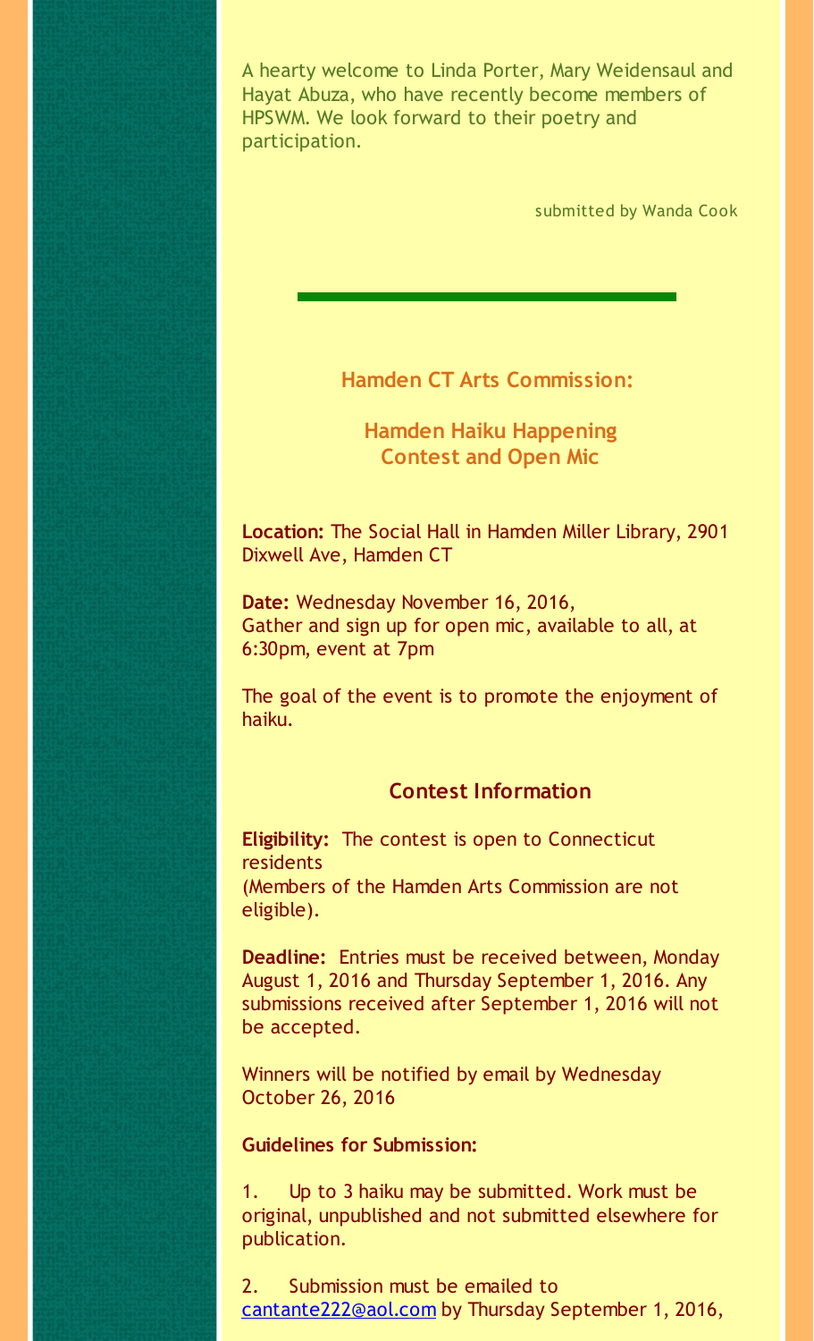A hearty welcome to Linda Porter, Mary Weidensaul and Hayat Abuza, who have recently become members of HPSWM. We look forward to their poetry and participation.

submitted by Wanda Cook

---

## Hamden CT Arts Commission:

## Hamden Haiku Happening
## Contest and Open Mic

**Location:** The Social Hall in Hamden Miller Library, 2901 Dixwell Ave, Hamden CT

**Date:** Wednesday November 16, 2016,
Gather and sign up for open mic, available to all, at 6:30pm, event at 7pm

The goal of the event is to promote the enjoyment of haiku.

### Contest Information

**Eligibility:** The contest is open to Connecticut residents
(Members of the Hamden Arts Commission are not eligible).

**Deadline:** Entries must be received between, Monday August 1, 2016 and Thursday September 1, 2016. Any submissions received after September 1, 2016 will not be accepted.

Winners will be notified by email by Wednesday October 26, 2016

**Guidelines for Submission:**

1. Up to 3 haiku may be submitted. Work must be original, unpublished and not submitted elsewhere for publication.

2. Submission must be emailed to cantante222@aol.com by Thursday September 1, 2016,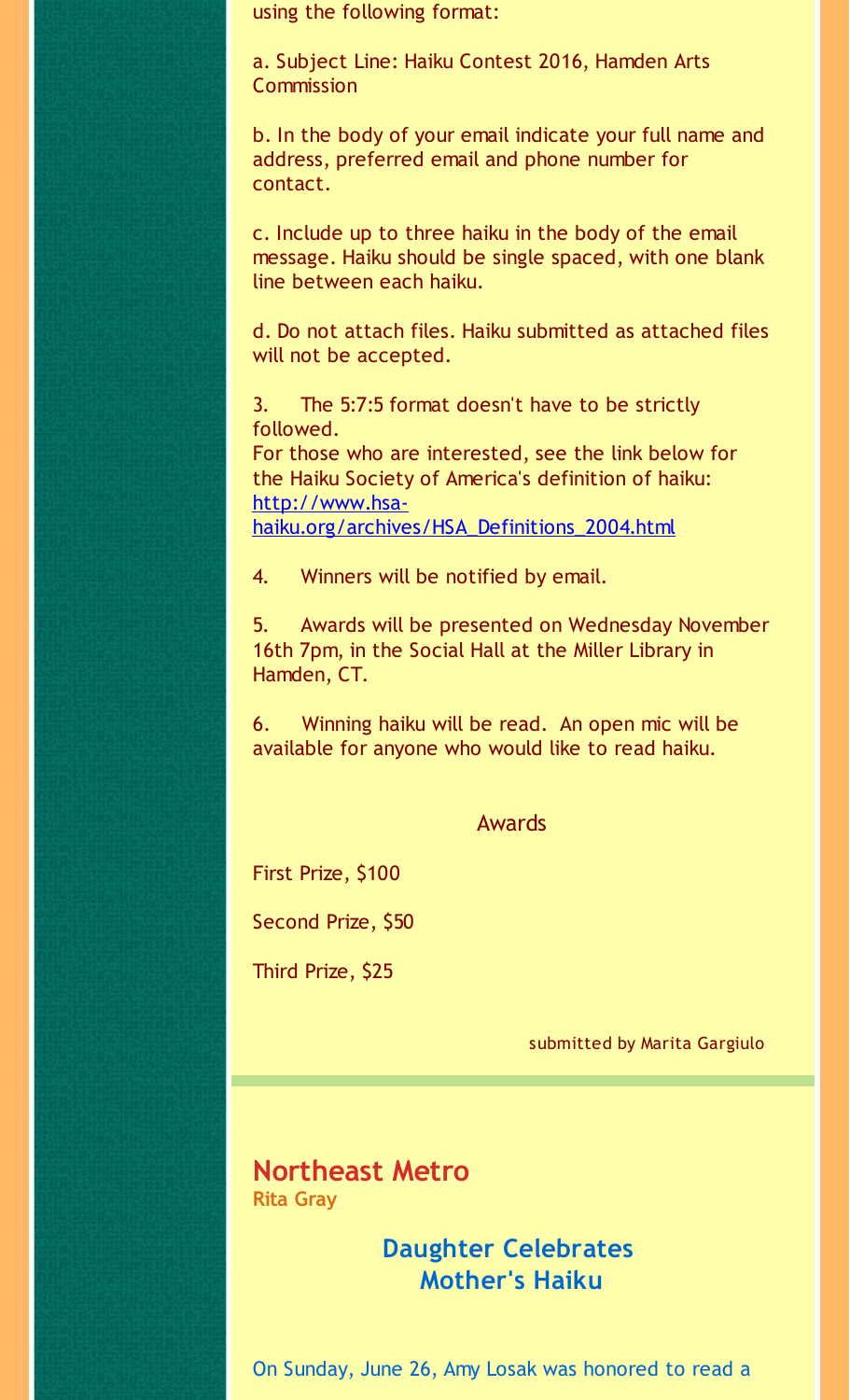using the following format:

a. Subject Line: Haiku Contest 2016, Hamden Arts Commission

b. In the body of your email indicate your full name and address, preferred email and phone number for contact.

c. Include up to three haiku in the body of the email message. Haiku should be single spaced, with one blank line between each haiku.

d. Do not attach files. Haiku submitted as attached files will not be accepted.

3. The 5:7:5 format doesn't have to be strictly followed.
For those who are interested, see the link below for the Haiku Society of America's definition of haiku: [http://www.hsa-haiku.org/archives/HSA_Definitions_2004.html](http://www.hsa-haiku.org/archives/HSA_Definitions_2004.html)

4. Winners will be notified by email.

5. Awards will be presented on Wednesday November 16th 7pm, in the Social Hall at the Miller Library in Hamden, CT.

6. Winning haiku will be read. An open mic will be available for anyone who would like to read haiku.

### Awards

First Prize, $100

Second Prize, $50

Third Prize, $25

submitted by Marita Gargiulo

---

## Northeast Metro

**Rita Gray**

### Daughter Celebrates Mother's Haiku

On Sunday, June 26, Amy Losak was honored to read a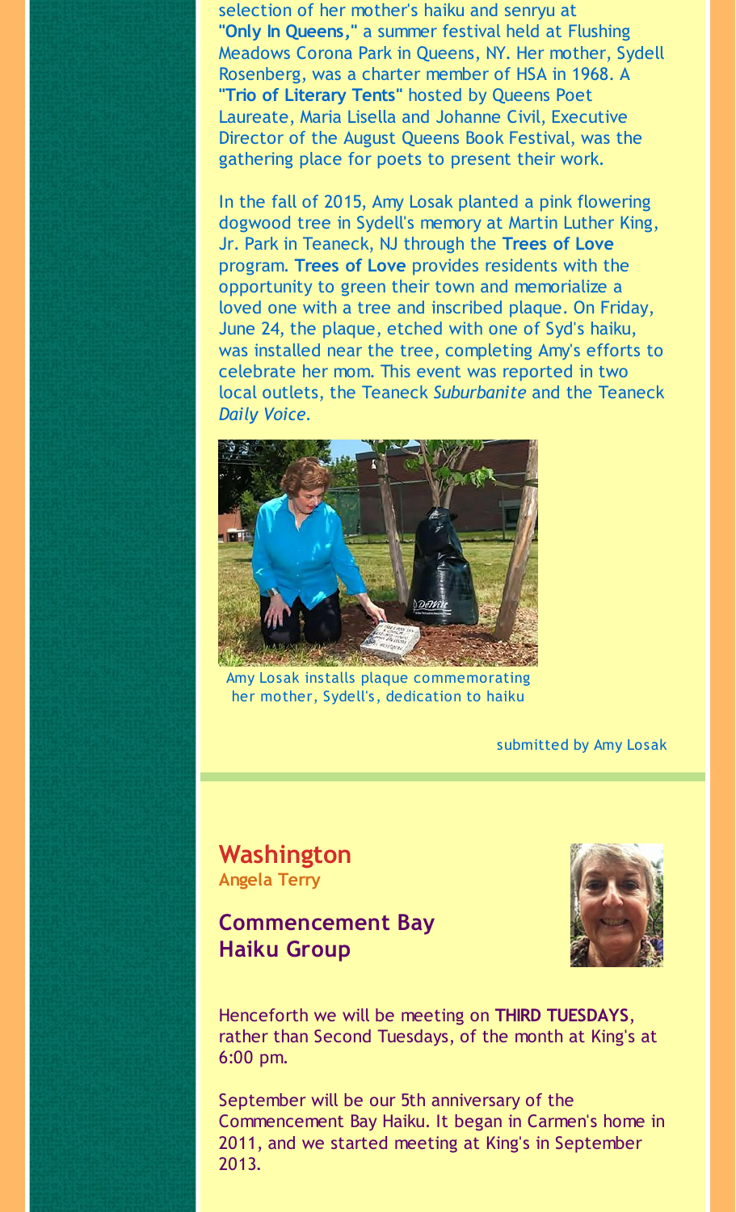selection of her mother's haiku and senryu at **"Only In Queens,"** a summer festival held at Flushing Meadows Corona Park in Queens, NY. Her mother, Sydell Rosenberg, was a charter member of HSA in 1968. A **"Trio of Literary Tents"** hosted by Queens Poet Laureate, Maria Lisella and Johanne Civil, Executive Director of the August Queens Book Festival, was the gathering place for poets to present their work.

In the fall of 2015, Amy Losak planted a pink flowering dogwood tree in Sydell's memory at Martin Luther King, Jr. Park in Teaneck, NJ through the **Trees of Love** program. **Trees of Love** provides residents with the opportunity to green their town and memorialize a loved one with a tree and inscribed plaque. On Friday, June 24, the plaque, etched with one of Syd's haiku, was installed near the tree, completing Amy's efforts to celebrate her mom. This event was reported in two local outlets, the Teaneck *Suburbanite* and the Teaneck *Daily Voice*.

Amy Losak installs plaque commemorating her mother, Sydell's, dedication to haiku

submitted by Amy Losak

## Washington

**Angela Terry**

### Commencement Bay Haiku Group

Henceforth we will be meeting on **THIRD TUESDAYS**, rather than Second Tuesdays, of the month at King's at 6:00 pm.

September will be our 5th anniversary of the Commencement Bay Haiku. It began in Carmen's home in 2011, and we started meeting at King's in September 2013.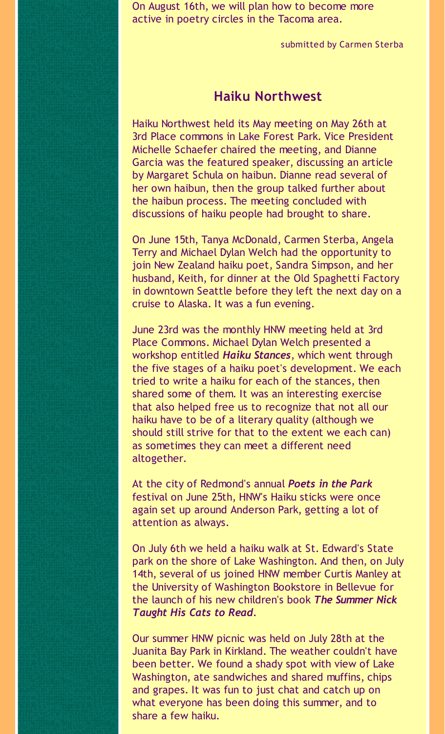On August 16th, we will plan how to become more active in poetry circles in the Tacoma area.

submitted by Carmen Sterba

## Haiku Northwest

Haiku Northwest held its May meeting on May 26th at 3rd Place commons in Lake Forest Park. Vice President Michelle Schaefer chaired the meeting, and Dianne Garcia was the featured speaker, discussing an article by Margaret Schula on haibun. Dianne read several of her own haibun, then the group talked further about the haibun process. The meeting concluded with discussions of haiku people had brought to share.

On June 15th, Tanya McDonald, Carmen Sterba, Angela Terry and Michael Dylan Welch had the opportunity to join New Zealand haiku poet, Sandra Simpson, and her husband, Keith, for dinner at the Old Spaghetti Factory in downtown Seattle before they left the next day on a cruise to Alaska. It was a fun evening.

June 23rd was the monthly HNW meeting held at 3rd Place Commons. Michael Dylan Welch presented a workshop entitled ***Haiku Stances***, which went through the five stages of a haiku poet's development. We each tried to write a haiku for each of the stances, then shared some of them. It was an interesting exercise that also helped free us to recognize that not all our haiku have to be of a literary quality (although we should still strive for that to the extent we each can) as sometimes they can meet a different need altogether.

At the city of Redmond's annual ***Poets in the Park*** festival on June 25th, HNW's Haiku sticks were once again set up around Anderson Park, getting a lot of attention as always.

On July 6th we held a haiku walk at St. Edward's State park on the shore of Lake Washington. And then, on July 14th, several of us joined HNW member Curtis Manley at the University of Washington Bookstore in Bellevue for the launch of his new children's book ***The Summer Nick Taught His Cats to Read***.

Our summer HNW picnic was held on July 28th at the Juanita Bay Park in Kirkland. The weather couldn't have been better. We found a shady spot with view of Lake Washington, ate sandwiches and shared muffins, chips and grapes. It was fun to just chat and catch up on what everyone has been doing this summer, and to share a few haiku.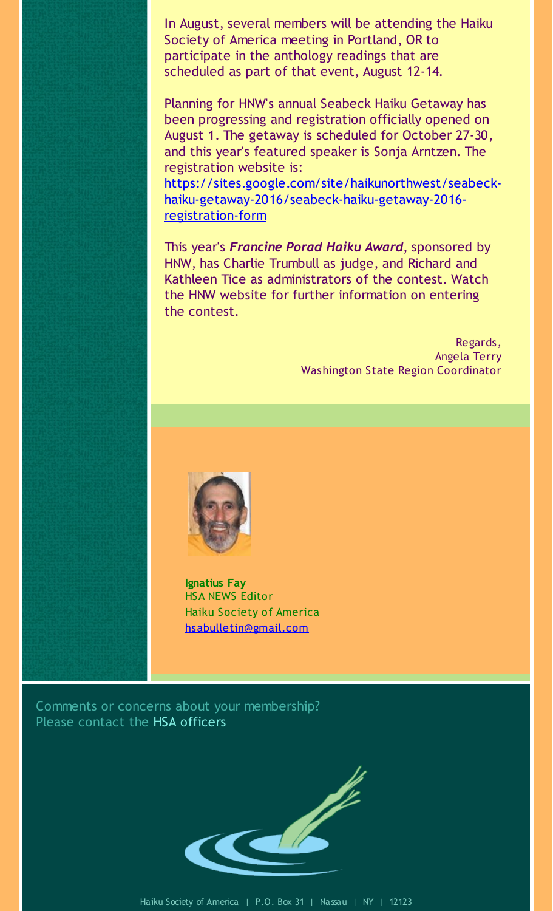In August, several members will be attending the Haiku Society of America meeting in Portland, OR to participate in the anthology readings that are scheduled as part of that event, August 12-14.

Planning for HNW's annual Seabeck Haiku Getaway has been progressing and registration officially opened on August 1. The getaway is scheduled for October 27-30, and this year's featured speaker is Sonja Arntzen. The registration website is: [https://sites.google.com/site/haikunorthwest/seabeck-haiku-getaway-2016/seabeck-haiku-getaway-2016-registration-form](https://sites.google.com/site/haikunorthwest/seabeck-haiku-getaway-2016/seabeck-haiku-getaway-2016-registration-form)

This year's ***Francine Porad Haiku Award***, sponsored by HNW, has Charlie Trumbull as judge, and Richard and Kathleen Tice as administrators of the contest. Watch the HNW website for further information on entering the contest.

Regards,
Angela Terry
Washington State Region Coordinator

**Ignatius Fay**
HSA NEWS Editor
Haiku Society of America
hsabulletin@gmail.com

Comments or concerns about your membership?
Please contact the HSA officers

Haiku Society of America | P.O. Box 31 | Nassau | NY | 12123